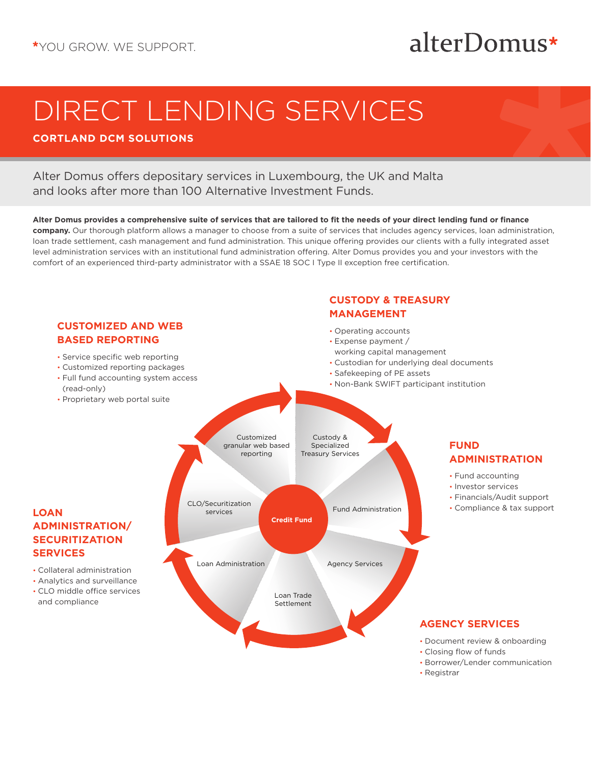*YOU GROW. WE SUPPORT.

alterDomus*

# DIRECT LENDING SERVICES

## CORTLAND DCM SOLUTIONS

Alter Domus offers depositary services in Luxembourg, the UK and Malta and looks after more than 100 Alternative Investment Funds.

**Alter Domus provides a comprehensive suite of services that are tailored to fit the needs of your direct lending fund or finance company.** Our thorough platform allows a manager to choose from a suite of services that includes agency services, loan administration, loan trade settlement, cash management and fund administration. This unique offering provides our clients with a fully integrated asset level administration services with an institutional fund administration offering. Alter Domus provides you and your investors with the comfort of an experienced third-party administrator with a SSAE 18 SOC I Type II exception free certification.

### CUSTOMIZED AND WEB BASED REPORTING

- Service specific web reporting
- Customized reporting packages
- Full fund accounting system access (read-only)
- Proprietary web portal suite

### CUSTODY & TREASURY MANAGEMENT

- Operating accounts
- Expense payment / working capital management
- Custodian for underlying deal documents
- Safekeeping of PE assets
- Non-Bank SWIFT participant institution

### FUND ADMINISTRATION

- Fund accounting
- Investor services
- Financials/Audit support
- Compliance & tax support

### LOAN ADMINISTRATION/ SECURITIZATION SERVICES

- Collateral administration
- Analytics and surveillance
- CLO middle office services and compliance

### AGENCY SERVICES

- Document review & onboarding
- Closing flow of funds
- Borrower/Lender communication
- Registrar

Credit Fund: Customized granular web based reporting; Custody & Specialized Treasury Services; Fund Administration; Agency Services; Loan Trade Settlement; Loan Administration; CLO/Securitization services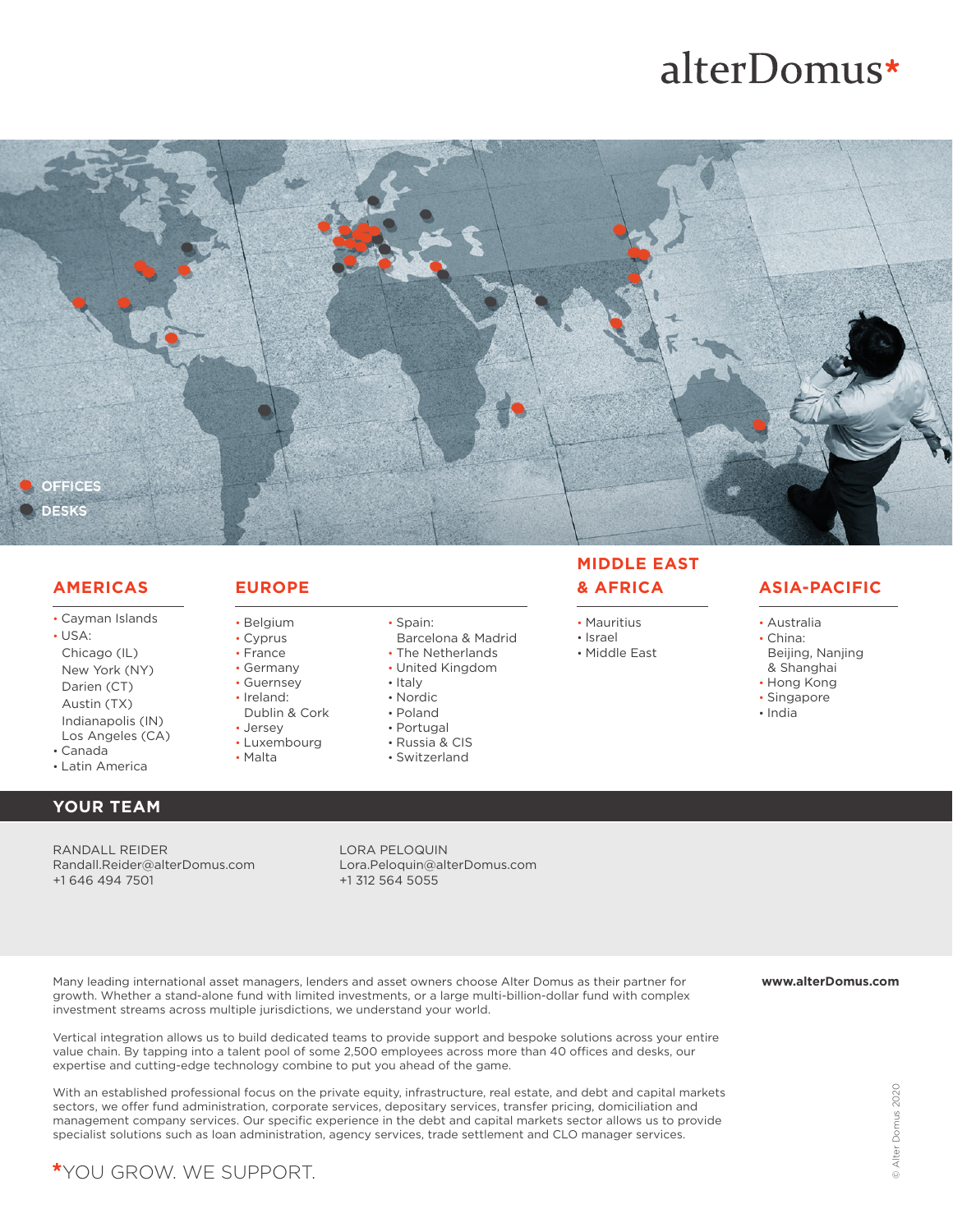alterDomus*

OFFICES

DESKS

## AMERICAS

- Cayman Islands
- USA:
  Chicago (IL)
  New York (NY)
  Darien (CT)
  Austin (TX)
  Indianapolis (IN)
  Los Angeles (CA)
- Canada
- Latin America

## EUROPE

- Belgium
- Cyprus
- France
- Germany
- Guernsey
- Ireland:
  Dublin & Cork
- Jersey
- Luxembourg
- Malta
- Spain:
  Barcelona & Madrid
- The Netherlands
- United Kingdom
- Italy
- Nordic
- Poland
- Portugal
- Russia & CIS
- Switzerland

## MIDDLE EAST & AFRICA

- Mauritius
- Israel
- Middle East

## ASIA-PACIFIC

- Australia
- China:
  Beijing, Nanjing & Shanghai
- Hong Kong
- Singapore
- India

## YOUR TEAM

RANDALL REIDER
Randall.Reider@alterDomus.com
+1 646 494 7501

LORA PELOQUIN
Lora.Peloquin@alterDomus.com
+1 312 564 5055

Many leading international asset managers, lenders and asset owners choose Alter Domus as their partner for growth. Whether a stand-alone fund with limited investments, or a large multi-billion-dollar fund with complex investment streams across multiple jurisdictions, we understand your world.

Vertical integration allows us to build dedicated teams to provide support and bespoke solutions across your entire value chain. By tapping into a talent pool of some 2,500 employees across more than 40 offices and desks, our expertise and cutting-edge technology combine to put you ahead of the game.

With an established professional focus on the private equity, infrastructure, real estate, and debt and capital markets sectors, we offer fund administration, corporate services, depositary services, transfer pricing, domiciliation and management company services. Our specific experience in the debt and capital markets sector allows us to provide specialist solutions such as loan administration, agency services, trade settlement and CLO manager services.

**www.alterDomus.com**

*YOU GROW. WE SUPPORT.

© Alter Domus 2020